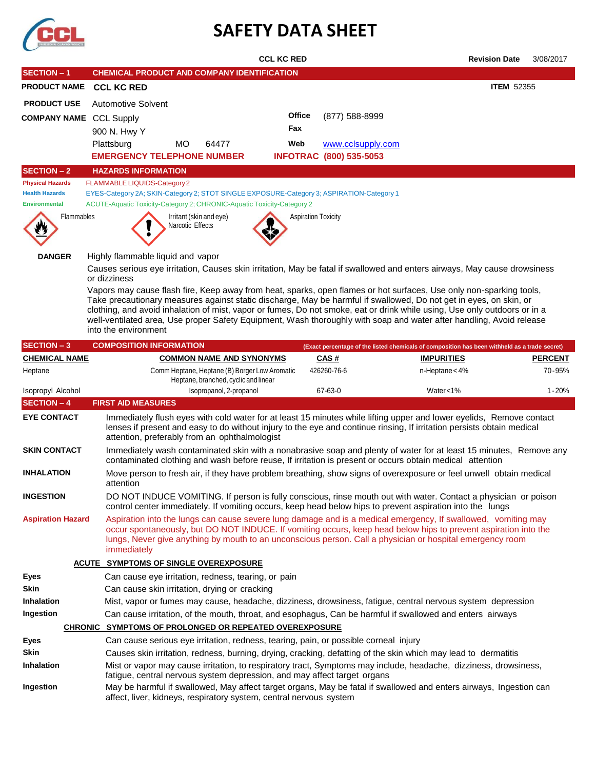# SAFETY DATA SHEET

**CCL KC RED** — **Revision Date** 3/08/2017

## SECTION – 1 CHEMICAL PRODUCT AND COMPANY IDENTIFICATION

**PRODUCT NAME** **CCL KC RED** — **ITEM** 52355

**PRODUCT USE** Automotive Solvent

**COMPANY NAME** CCL Supply
900 N. Hwy Y
Plattsburg MO 64477

**Office** (877) 588-8999
**Fax**
**Web** www.cclsupply.com

**EMERGENCY TELEPHONE NUMBER** **INFOTRAC (800) 535-5053**

## SECTION – 2 HAZARDS INFORMATION

**Physical Hazards** FLAMMABLE LIQUIDS-Category 2

**Health Hazards** EYES-Category 2A; SKIN-Category 2; STOT SINGLE EXPOSURE-Category 3; ASPIRATION-Category 1

**Environmental** ACUTE-Aquatic Toxicity-Category 2; CHRONIC-Aquatic Toxicity-Category 2

Flammables — Irritant (skin and eye) Narcotic Effects — Aspiration Toxicity

**DANGER** Highly flammable liquid and vapor

Causes serious eye irritation, Causes skin irritation, May be fatal if swallowed and enters airways, May cause drowsiness or dizziness

Vapors may cause flash fire, Keep away from heat, sparks, open flames or hot surfaces, Use only non-sparking tools, Take precautionary measures against static discharge, May be harmful if swallowed, Do not get in eyes, on skin, or clothing, and avoid inhalation of mist, vapor or fumes, Do not smoke, eat or drink while using, Use only outdoors or in a well-ventilated area, Use proper Safety Equipment, Wash thoroughly with soap and water after handling, Avoid release into the environment

## SECTION – 3 COMPOSITION INFORMATION

**(Exact percentage of the listed chemicals of composition has been withheld as a trade secret)**

| CHEMICAL NAME | COMMON NAME AND SYNONYMS | CAS # | IMPURITIES | PERCENT |
|---|---|---|---|---|
| Heptane | Comm Heptane, Heptane (B) Borger Low Aromatic Heptane, branched, cyclic and linear | 426260-76-6 | n-Heptane < 4% | 70-95% |
| Isopropyl Alcohol | Isopropanol, 2-propanol | 67-63-0 | Water <1% | 1-20% |

## SECTION – 4 FIRST AID MEASURES

**EYE CONTACT** Immediately flush eyes with cold water for at least 15 minutes while lifting upper and lower eyelids, Remove contact lenses if present and easy to do without injury to the eye and continue rinsing, If irritation persists obtain medical attention, preferably from an ophthalmologist

**SKIN CONTACT** Immediately wash contaminated skin with a nonabrasive soap and plenty of water for at least 15 minutes, Remove any contaminated clothing and wash before reuse, If irritation is present or occurs obtain medical attention

**INHALATION** Move person to fresh air, if they have problem breathing, show signs of overexposure or feel unwell obtain medical attention

**INGESTION** DO NOT INDUCE VOMITING. If person is fully conscious, rinse mouth out with water. Contact a physician or poison control center immediately. If vomiting occurs, keep head below hips to prevent aspiration into the lungs

**Aspiration Hazard** Aspiration into the lungs can cause severe lung damage and is a medical emergency, If swallowed, vomiting may occur spontaneously, but DO NOT INDUCE. If vomiting occurs, keep head below hips to prevent aspiration into the lungs, Never give anything by mouth to an unconscious person. Call a physician or hospital emergency room immediately

### ACUTE SYMPTOMS OF SINGLE OVEREXPOSURE

**Eyes** Can cause eye irritation, redness, tearing, or pain

**Skin** Can cause skin irritation, drying or cracking

**Inhalation** Mist, vapor or fumes may cause, headache, dizziness, drowsiness, fatigue, central nervous system depression

**Ingestion** Can cause irritation, of the mouth, throat, and esophagus, Can be harmful if swallowed and enters airways

### CHRONIC SYMPTOMS OF PROLONGED OR REPEATED OVEREXPOSURE

**Eyes** Can cause serious eye irritation, redness, tearing, pain, or possible corneal injury

**Skin** Causes skin irritation, redness, burning, drying, cracking, defatting of the skin which may lead to dermatitis

**Inhalation** Mist or vapor may cause irritation, to respiratory tract, Symptoms may include, headache, dizziness, drowsiness, fatigue, central nervous system depression, and may affect target organs

**Ingestion** May be harmful if swallowed, May affect target organs, May be fatal if swallowed and enters airways, Ingestion can affect, liver, kidneys, respiratory system, central nervous system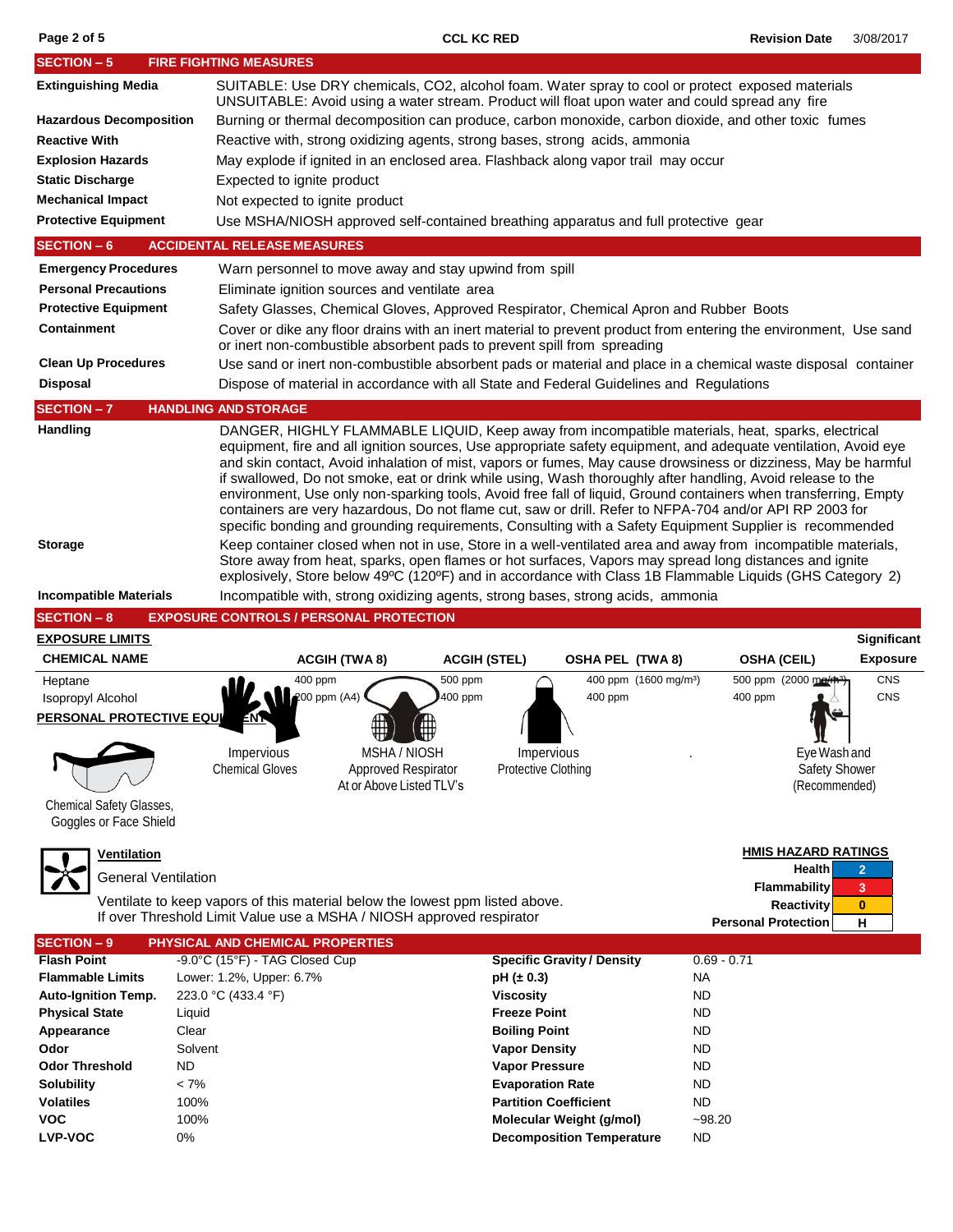## SECTION – 5 FIRE FIGHTING MEASURES

| | |
|---|---|
| **Extinguishing Media** | SUITABLE: Use DRY chemicals, CO2, alcohol foam. Water spray to cool or protect exposed materials UNSUITABLE: Avoid using a water stream. Product will float upon water and could spread any fire |
| **Hazardous Decomposition** | Burning or thermal decomposition can produce, carbon monoxide, carbon dioxide, and other toxic fumes |
| **Reactive With** | Reactive with, strong oxidizing agents, strong bases, strong acids, ammonia |
| **Explosion Hazards** | May explode if ignited in an enclosed area. Flashback along vapor trail may occur |
| **Static Discharge** | Expected to ignite product |
| **Mechanical Impact** | Not expected to ignite product |
| **Protective Equipment** | Use MSHA/NIOSH approved self-contained breathing apparatus and full protective gear |

## SECTION – 6 ACCIDENTAL RELEASE MEASURES

| | |
|---|---|
| **Emergency Procedures** | Warn personnel to move away and stay upwind from spill |
| **Personal Precautions** | Eliminate ignition sources and ventilate area |
| **Protective Equipment** | Safety Glasses, Chemical Gloves, Approved Respirator, Chemical Apron and Rubber Boots |
| **Containment** | Cover or dike any floor drains with an inert material to prevent product from entering the environment, Use sand or inert non-combustible absorbent pads to prevent spill from spreading |
| **Clean Up Procedures** | Use sand or inert non-combustible absorbent pads or material and place in a chemical waste disposal container |
| **Disposal** | Dispose of material in accordance with all State and Federal Guidelines and Regulations |

## SECTION – 7 HANDLING AND STORAGE

| | |
|---|---|
| **Handling** | DANGER, HIGHLY FLAMMABLE LIQUID, Keep away from incompatible materials, heat, sparks, electrical equipment, fire and all ignition sources, Use appropriate safety equipment, and adequate ventilation, Avoid eye and skin contact, Avoid inhalation of mist, vapors or fumes, May cause drowsiness or dizziness, May be harmful if swallowed, Do not smoke, eat or drink while using, Wash thoroughly after handling, Avoid release to the environment, Use only non-sparking tools, Avoid free fall of liquid, Ground containers when transferring, Empty containers are very hazardous, Do not flame cut, saw or drill. Refer to NFPA-704 and/or API RP 2003 for specific bonding and grounding requirements, Consulting with a Safety Equipment Supplier is recommended |
| **Storage** | Keep container closed when not in use, Store in a well-ventilated area and away from incompatible materials, Store away from heat, sparks, open flames or hot surfaces, Vapors may spread long distances and ignite explosively, Store below 49ºC (120ºF) and in accordance with Class 1B Flammable Liquids (GHS Category 2) |
| **Incompatible Materials** | Incompatible with, strong oxidizing agents, strong bases, strong acids, ammonia |

## SECTION – 8 EXPOSURE CONTROLS / PERSONAL PROTECTION

**EXPOSURE LIMITS**

| CHEMICAL NAME | ACGIH (TWA 8) | ACGIH (STEL) | OSHA PEL (TWA 8) | OSHA (CEIL) | Significant Exposure |
|---|---|---|---|---|---|
| Heptane | 400 ppm | 500 ppm | 400 ppm (1600 mg/m³) | 500 ppm (2000 mg/m³) | CNS |
| Isopropyl Alcohol | 200 ppm (A4) | 400 ppm | 400 ppm | 400 ppm | CNS |

**PERSONAL PROTECTIVE EQUIPMENT**

- Chemical Safety Glasses, Goggles or Face Shield
- Impervious Chemical Gloves
- MSHA / NIOSH Approved Respirator At or Above Listed TLV's
- Impervious Protective Clothing
- Eye Wash and Safety Shower (Recommended)

**Ventilation**

General Ventilation

Ventilate to keep vapors of this material below the lowest ppm listed above.
If over Threshold Limit Value use a MSHA / NIOSH approved respirator

**HMIS HAZARD RATINGS**

| | |
|---|---|
| Health | 2 |
| Flammability | 3 |
| Reactivity | 0 |
| Personal Protection | H |

## SECTION – 9 PHYSICAL AND CHEMICAL PROPERTIES

| | | | |
|---|---|---|---|
| **Flash Point** | -9.0°C (15°F) - TAG Closed Cup | **Specific Gravity / Density** | 0.69 - 0.71 |
| **Flammable Limits** | Lower: 1.2%, Upper: 6.7% | **pH (± 0.3)** | NA |
| **Auto-Ignition Temp.** | 223.0 °C (433.4 °F) | **Viscosity** | ND |
| **Physical State** | Liquid | **Freeze Point** | ND |
| **Appearance** | Clear | **Boiling Point** | ND |
| **Odor** | Solvent | **Vapor Density** | ND |
| **Odor Threshold** | ND | **Vapor Pressure** | ND |
| **Solubility** | < 7% | **Evaporation Rate** | ND |
| **Volatiles** | 100% | **Partition Coefficient** | ND |
| **VOC** | 100% | **Molecular Weight (g/mol)** | ~98.20 |
| **LVP-VOC** | 0% | **Decomposition Temperature** | ND |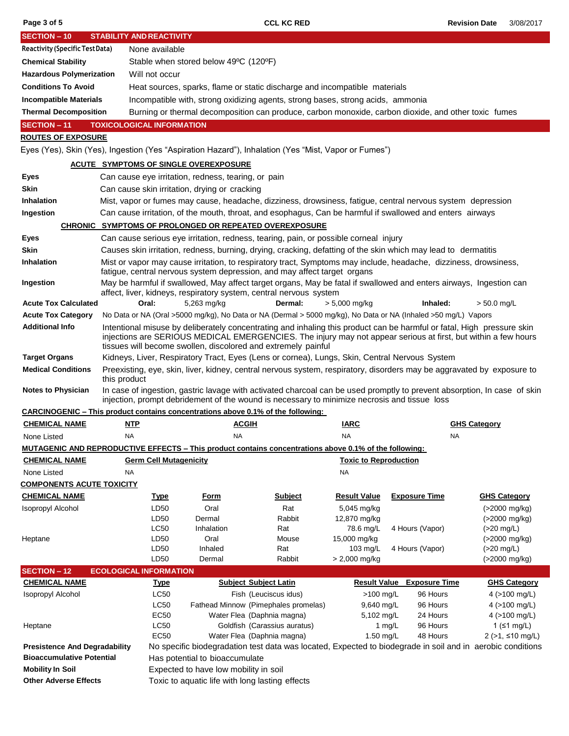## SECTION – 10 STABILITY AND REACTIVITY

| | |
|---|---|
| **Reactivity (Specific Test Data)** | None available |
| **Chemical Stability** | Stable when stored below 49ºC (120ºF) |
| **Hazardous Polymerization** | Will not occur |
| **Conditions To Avoid** | Heat sources, sparks, flame or static discharge and incompatible materials |
| **Incompatible Materials** | Incompatible with, strong oxidizing agents, strong bases, strong acids, ammonia |
| **Thermal Decomposition** | Burning or thermal decomposition can produce, carbon monoxide, carbon dioxide, and other toxic fumes |

## SECTION – 11 TOXICOLOGICAL INFORMATION

**ROUTES OF EXPOSURE**

Eyes (Yes), Skin (Yes), Ingestion (Yes "Aspiration Hazard"), Inhalation (Yes "Mist, Vapor or Fumes")

**ACUTE SYMPTOMS OF SINGLE OVEREXPOSURE**

| | |
|---|---|
| **Eyes** | Can cause eye irritation, redness, tearing, or pain |
| **Skin** | Can cause skin irritation, drying or cracking |
| **Inhalation** | Mist, vapor or fumes may cause, headache, dizziness, drowsiness, fatigue, central nervous system depression |
| **Ingestion** | Can cause irritation, of the mouth, throat, and esophagus, Can be harmful if swallowed and enters airways |

**CHRONIC SYMPTOMS OF PROLONGED OR REPEATED OVEREXPOSURE**

| | |
|---|---|
| **Eyes** | Can cause serious eye irritation, redness, tearing, pain, or possible corneal injury |
| **Skin** | Causes skin irritation, redness, burning, drying, cracking, defatting of the skin which may lead to dermatitis |
| **Inhalation** | Mist or vapor may cause irritation, to respiratory tract, Symptoms may include, headache, dizziness, drowsiness, fatigue, central nervous system depression, and may affect target organs |
| **Ingestion** | May be harmful if swallowed, May affect target organs, May be fatal if swallowed and enters airways, Ingestion can affect, liver, kidneys, respiratory system, central nervous system |
| **Acute Tox Calculated** | **Oral:** 5,263 mg/kg **Dermal:** > 5,000 mg/kg **Inhaled:** > 50.0 mg/L |
| **Acute Tox Category** | No Data or NA (Oral >5000 mg/kg), No Data or NA (Dermal > 5000 mg/kg), No Data or NA (Inhaled >50 mg/L) Vapors |
| **Additional Info** | Intentional misuse by deliberately concentrating and inhaling this product can be harmful or fatal, High pressure skin injections are SERIOUS MEDICAL EMERGENCIES. The injury may not appear serious at first, but within a few hours tissues will become swollen, discolored and extremely painful |
| **Target Organs** | Kidneys, Liver, Respiratory Tract, Eyes (Lens or cornea), Lungs, Skin, Central Nervous System |
| **Medical Conditions** | Preexisting, eye, skin, liver, kidney, central nervous system, respiratory, disorders may be aggravated by exposure to this product |
| **Notes to Physician** | In case of ingestion, gastric lavage with activated charcoal can be used promptly to prevent absorption, In case of skin injection, prompt debridement of the wound is necessary to minimize necrosis and tissue loss |

**CARCINOGENIC – This product contains concentrations above 0.1% of the following:**

| CHEMICAL NAME | NTP | ACGIH | IARC | GHS Category |
|---|---|---|---|---|
| None Listed | NA | NA | NA | NA |

**MUTAGENIC AND REPRODUCTIVE EFFECTS – This product contains concentrations above 0.1% of the following:**

| CHEMICAL NAME | Germ Cell Mutagenicity | Toxic to Reproduction |
|---|---|---|
| None Listed | NA | NA |

**COMPONENTS ACUTE TOXICITY**

| CHEMICAL NAME | Type | Form | Subject | Result Value | Exposure Time | GHS Category |
|---|---|---|---|---|---|---|
| Isopropyl Alcohol | LD50 | Oral | Rat | 5,045 mg/kg | | (>2000 mg/kg) |
| | LD50 | Dermal | Rabbit | 12,870 mg/kg | | (>2000 mg/kg) |
| | LC50 | Inhalation | Rat | 78.6 mg/L | 4 Hours (Vapor) | (>20 mg/L) |
| Heptane | LD50 | Oral | Mouse | 15,000 mg/kg | | (>2000 mg/kg) |
| | LD50 | Inhaled | Rat | 103 mg/L | 4 Hours (Vapor) | (>20 mg/L) |
| | LD50 | Dermal | Rabbit | > 2,000 mg/kg | | (>2000 mg/kg) |

## SECTION – 12 ECOLOGICAL INFORMATION

| CHEMICAL NAME | Type | Subject Subject Latin | Result Value | Exposure Time | GHS Category |
|---|---|---|---|---|---|
| Isopropyl Alcohol | LC50 | Fish (Leuciscus idus) | >100 mg/L | 96 Hours | 4 (>100 mg/L) |
| | LC50 | Fathead Minnow (Pimephales promelas) | 9,640 mg/L | 96 Hours | 4 (>100 mg/L) |
| | EC50 | Water Flea (Daphnia magna) | 5,102 mg/L | 24 Hours | 4 (>100 mg/L) |
| Heptane | LC50 | Goldfish (Carassius auratus) | 1 mg/L | 96 Hours | 1 (≤1 mg/L) |
| | EC50 | Water Flea (Daphnia magna) | 1.50 mg/L | 48 Hours | 2 (>1, ≤10 mg/L) |

| | |
|---|---|
| **Presistence And Degradability** | No specific biodegradation test data was located, Expected to biodegrade in soil and in aerobic conditions |
| **Bioaccumulative Potential** | Has potential to bioaccumulate |
| **Mobility In Soil** | Expected to have low mobility in soil |
| **Other Adverse Effects** | Toxic to aquatic life with long lasting effects |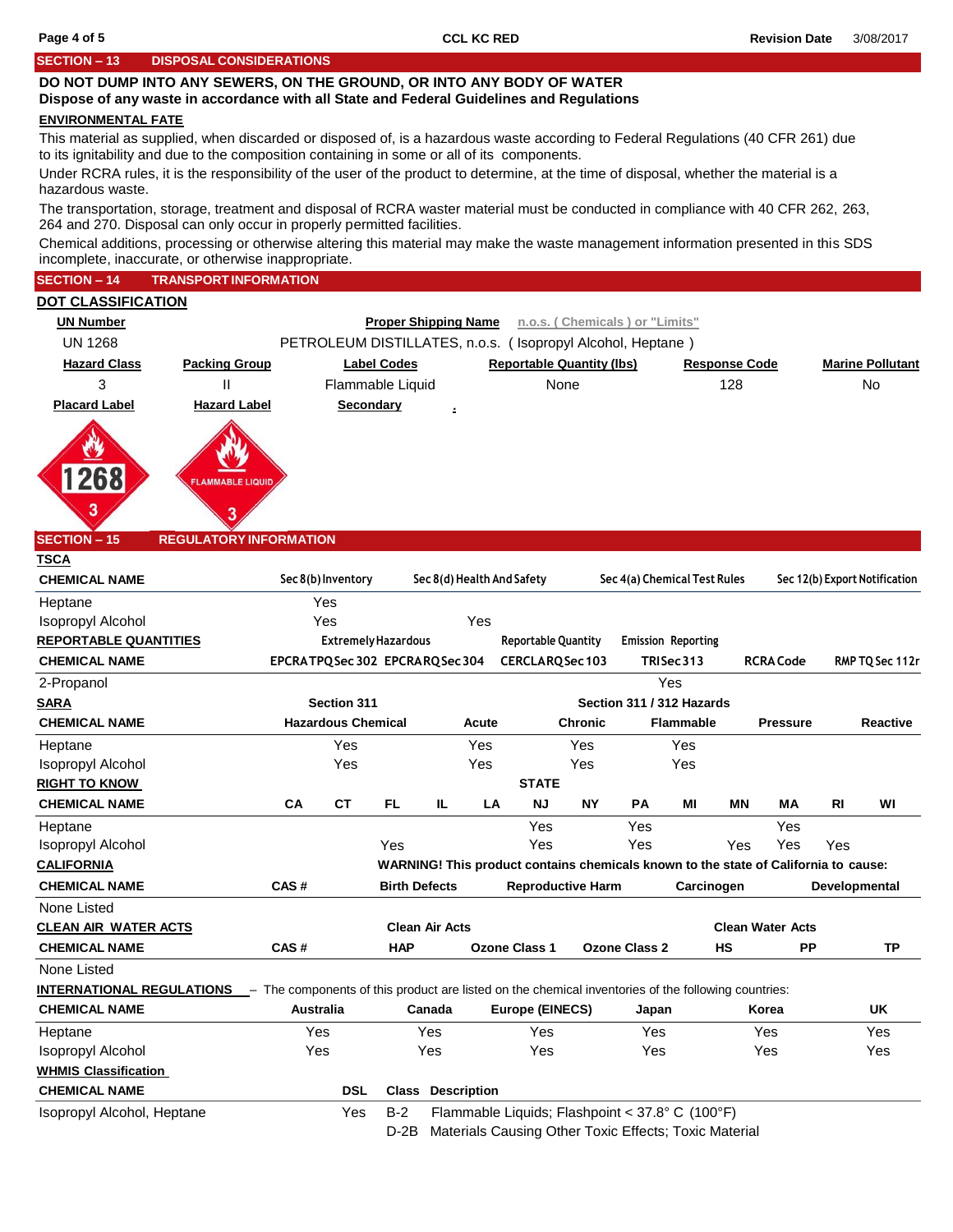## SECTION – 13 DISPOSAL CONSIDERATIONS

**DO NOT DUMP INTO ANY SEWERS, ON THE GROUND, OR INTO ANY BODY OF WATER**
**Dispose of any waste in accordance with all State and Federal Guidelines and Regulations**

**ENVIRONMENTAL FATE**

This material as supplied, when discarded or disposed of, is a hazardous waste according to Federal Regulations (40 CFR 261) due to its ignitability and due to the composition containing in some or all of its components.

Under RCRA rules, it is the responsibility of the user of the product to determine, at the time of disposal, whether the material is a hazardous waste.

The transportation, storage, treatment and disposal of RCRA waster material must be conducted in compliance with 40 CFR 262, 263, 264 and 270. Disposal can only occur in properly permitted facilities.

Chemical additions, processing or otherwise altering this material may make the waste management information presented in this SDS incomplete, inaccurate, or otherwise inappropriate.

## SECTION – 14 TRANSPORT INFORMATION

**DOT CLASSIFICATION**

| UN Number | Proper Shipping Name n.o.s. ( Chemicals ) or "Limits" |
|---|---|
| UN 1268 | PETROLEUM DISTILLATES, n.o.s. ( Isopropyl Alcohol, Heptane ) |

| Hazard Class | Packing Group | Label Codes | Reportable Quantity (lbs) | Response Code | Marine Pollutant |
|---|---|---|---|---|---|
| 3 | II | Flammable Liquid | None | 128 | No |

**Placard Label** **Hazard Label** **Secondary** :

1268 / 3 — FLAMMABLE LIQUID / 3

## SECTION – 15 REGULATORY INFORMATION

**TSCA**

| CHEMICAL NAME | Sec 8(b) Inventory | Sec 8(d) Health And Safety | Sec 4(a) Chemical Test Rules | Sec 12(b) Export Notification |
|---|---|---|---|---|
| Heptane | Yes | | | |
| Isopropyl Alcohol | Yes | Yes | | |

**REPORTABLE QUANTITIES**

| CHEMICAL NAME | Extremely Hazardous EPCRA TPQ Sec 302 | EPCRA RQ Sec 304 | Reportable Quantity CERCLA RQ Sec 103 | Emission Reporting TRI Sec 313 | RCRA Code | RMP TQ Sec 112r |
|---|---|---|---|---|---|---|
| 2-Propanol | | | | Yes | | |

**SARA**

| CHEMICAL NAME | Section 311 Hazardous Chemical | Acute | Chronic | Flammable | Pressure | Reactive |
|---|---|---|---|---|---|---|
| Heptane | Yes | Yes | Yes | Yes | | |
| Isopropyl Alcohol | Yes | Yes | Yes | Yes | | |

**RIGHT TO KNOW** — STATE

| CHEMICAL NAME | CA | CT | FL | IL | LA | NJ | NY | PA | MI | MN | MA | RI | WI |
|---|---|---|---|---|---|---|---|---|---|---|---|---|---|
| Heptane | | | | | | Yes | | Yes | | | Yes | | |
| Isopropyl Alcohol | | | Yes | | | Yes | | Yes | | Yes | Yes | Yes | |

**CALIFORNIA** — **WARNING! This product contains chemicals known to the state of California to cause:**

| CHEMICAL NAME | CAS # | Birth Defects | Reproductive Harm | Carcinogen | Developmental |
|---|---|---|---|---|---|
| None Listed | | | | | |

**CLEAN AIR WATER ACTS**

| CHEMICAL NAME | CAS # | Clean Air Acts HAP | Ozone Class 1 | Ozone Class 2 | Clean Water Acts HS | PP | TP |
|---|---|---|---|---|---|---|---|
| None Listed | | | | | | | |

**INTERNATIONAL REGULATIONS** – The components of this product are listed on the chemical inventories of the following countries:

| CHEMICAL NAME | Australia | Canada | Europe (EINECS) | Japan | Korea | UK |
|---|---|---|---|---|---|---|
| Heptane | Yes | Yes | Yes | Yes | Yes | Yes |
| Isopropyl Alcohol | Yes | Yes | Yes | Yes | Yes | Yes |

**WHMIS Classification**

| CHEMICAL NAME | DSL | Class | Description |
|---|---|---|---|
| Isopropyl Alcohol, Heptane | Yes | B-2 | Flammable Liquids; Flashpoint < 37.8° C (100°F) |
| | | D-2B | Materials Causing Other Toxic Effects; Toxic Material |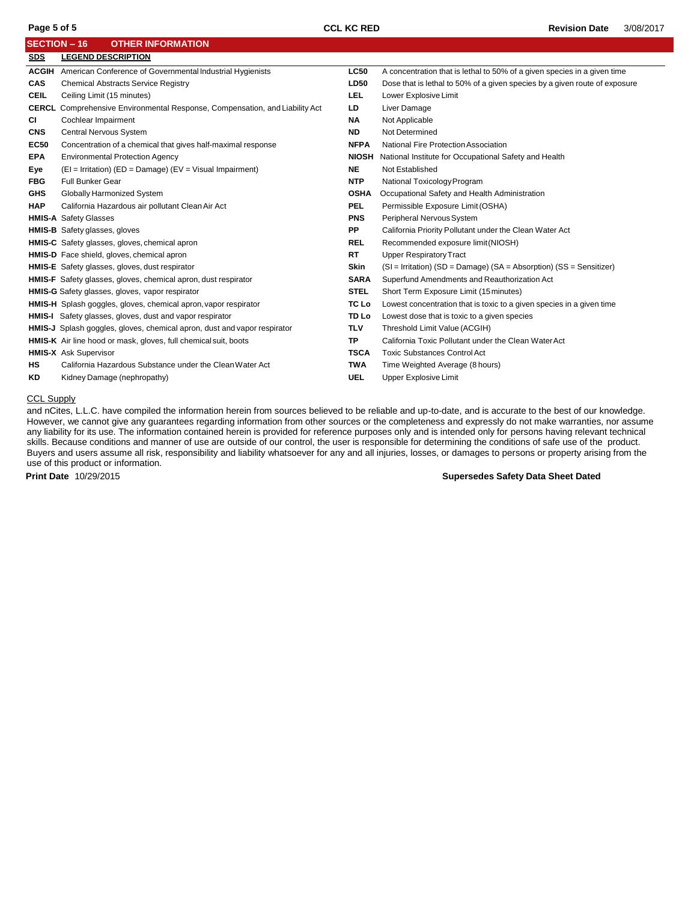## SECTION – 16 OTHER INFORMATION

| SDS | LEGEND DESCRIPTION |
|---|---|
| ACGIH | American Conference of Governmental Industrial Hygienists |
| CAS | Chemical Abstracts Service Registry |
| CEIL | Ceiling Limit (15 minutes) |
| CERCL | Comprehensive Environmental Response, Compensation, and Liability Act |
| CI | Cochlear Impairment |
| CNS | Central Nervous System |
| EC50 | Concentration of a chemical that gives half-maximal response |
| EPA | Environmental Protection Agency |
| Eye | (EI = Irritation) (ED = Damage) (EV = Visual Impairment) |
| FBG | Full Bunker Gear |
| GHS | Globally Harmonized System |
| HAP | California Hazardous air pollutant Clean Air Act |
| HMIS-A | Safety Glasses |
| HMIS-B | Safety glasses, gloves |
| HMIS-C | Safety glasses, gloves, chemical apron |
| HMIS-D | Face shield, gloves, chemical apron |
| HMIS-E | Safety glasses, gloves, dust respirator |
| HMIS-F | Safety glasses, gloves, chemical apron, dust respirator |
| HMIS-G | Safety glasses, gloves, vapor respirator |
| HMIS-H | Splash goggles, gloves, chemical apron, vapor respirator |
| HMIS-I | Safety glasses, gloves, dust and vapor respirator |
| HMIS-J | Splash goggles, gloves, chemical apron, dust and vapor respirator |
| HMIS-K | Air line hood or mask, gloves, full chemical suit, boots |
| HMIS-X | Ask Supervisor |
| HS | California Hazardous Substance under the Clean Water Act |
| KD | Kidney Damage (nephropathy) |
| LC50 | A concentration that is lethal to 50% of a given species in a given time |
| LD50 | Dose that is lethal to 50% of a given species by a given route of exposure |
| LEL | Lower Explosive Limit |
| LD | Liver Damage |
| NA | Not Applicable |
| ND | Not Determined |
| NFPA | National Fire Protection Association |
| NIOSH | National Institute for Occupational Safety and Health |
| NE | Not Established |
| NTP | National Toxicology Program |
| OSHA | Occupational Safety and Health Administration |
| PEL | Permissible Exposure Limit (OSHA) |
| PNS | Peripheral Nervous System |
| PP | California Priority Pollutant under the Clean Water Act |
| REL | Recommended exposure limit (NIOSH) |
| RT | Upper Respiratory Tract |
| Skin | (SI = Irritation) (SD = Damage) (SA = Absorption) (SS = Sensitizer) |
| SARA | Superfund Amendments and Reauthorization Act |
| STEL | Short Term Exposure Limit (15 minutes) |
| TC Lo | Lowest concentration that is toxic to a given species in a given time |
| TD Lo | Lowest dose that is toxic to a given species |
| TLV | Threshold Limit Value (ACGIH) |
| TP | California Toxic Pollutant under the Clean Water Act |
| TSCA | Toxic Substances Control Act |
| TWA | Time Weighted Average (8 hours) |
| UEL | Upper Explosive Limit |

CCL Supply
and nCites, L.L.C. have compiled the information herein from sources believed to be reliable and up-to-date, and is accurate to the best of our knowledge. However, we cannot give any guarantees regarding information from other sources or the completeness and expressly do not make warranties, nor assume any liability for its use. The information contained herein is provided for reference purposes only and is intended only for persons having relevant technical skills. Because conditions and manner of use are outside of our control, the user is responsible for determining the conditions of safe use of the product. Buyers and users assume all risk, responsibility and liability whatsoever for any and all injuries, losses, or damages to persons or property arising from the use of this product or information.

**Print Date** 10/29/2015

**Supersedes Safety Data Sheet Dated**